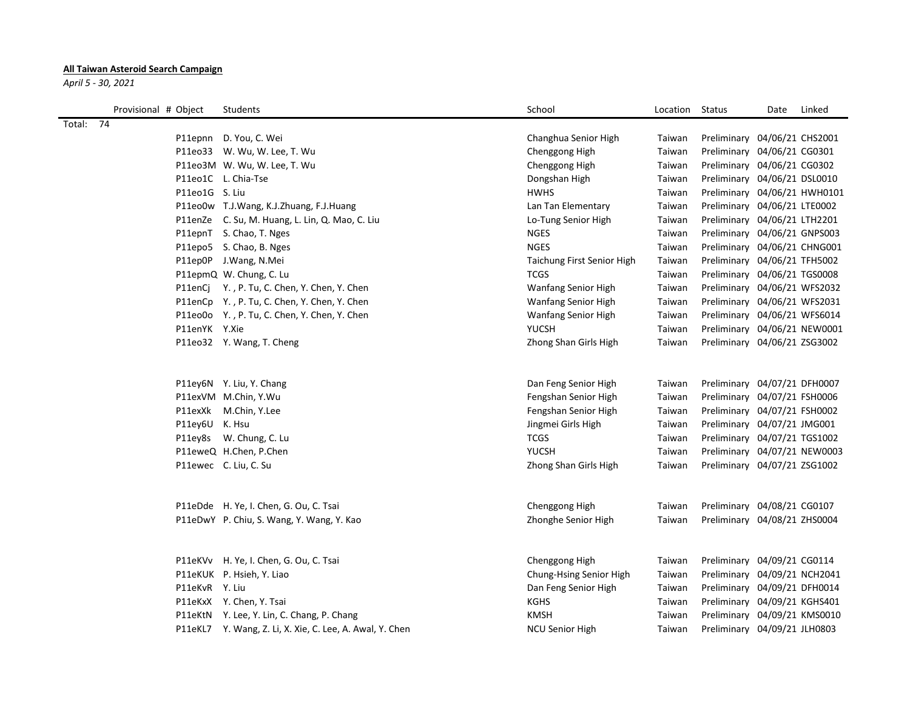**All Taiwan Asteroid Search Campaign**

*April 5 - 30, 2021*

| Provisional # | Object | Students | School | Location | Status | Date | Linked |
|---|---|---|---|---|---|---|---|
| Total: 74 | | | | | | | |
| | P11epnn | D. You, C. Wei | Changhua Senior High | Taiwan | Preliminary | 04/06/21 | CHS2001 |
| | P11eo33 | W. Wu, W. Lee, T. Wu | Chenggong High | Taiwan | Preliminary | 04/06/21 | CG0301 |
| | P11eo3M | W. Wu, W. Lee, T. Wu | Chenggong High | Taiwan | Preliminary | 04/06/21 | CG0302 |
| | P11eo1C | L. Chia-Tse | Dongshan High | Taiwan | Preliminary | 04/06/21 | DSL0010 |
| | P11eo1G | S. Liu | HWHS | Taiwan | Preliminary | 04/06/21 | HWH0101 |
| | P11eo0w | T.J.Wang, K.J.Zhuang, F.J.Huang | Lan Tan Elementary | Taiwan | Preliminary | 04/06/21 | LTE0002 |
| | P11enZe | C. Su, M. Huang, L. Lin, Q. Mao, C. Liu | Lo-Tung Senior High | Taiwan | Preliminary | 04/06/21 | LTH2201 |
| | P11epnT | S. Chao, T. Nges | NGES | Taiwan | Preliminary | 04/06/21 | GNPS003 |
| | P11epo5 | S. Chao, B. Nges | NGES | Taiwan | Preliminary | 04/06/21 | CHNG001 |
| | P11ep0P | J.Wang, N.Mei | Taichung First Senior High | Taiwan | Preliminary | 04/06/21 | TFH5002 |
| | P11epmQ | W. Chung, C. Lu | TCGS | Taiwan | Preliminary | 04/06/21 | TGS0008 |
| | P11enCj | Y. , P. Tu, C. Chen, Y. Chen, Y. Chen | Wanfang Senior High | Taiwan | Preliminary | 04/06/21 | WFS2032 |
| | P11enCp | Y. , P. Tu, C. Chen, Y. Chen, Y. Chen | Wanfang Senior High | Taiwan | Preliminary | 04/06/21 | WFS2031 |
| | P11eo0o | Y. , P. Tu, C. Chen, Y. Chen, Y. Chen | Wanfang Senior High | Taiwan | Preliminary | 04/06/21 | WFS6014 |
| | P11enYK | Y.Xie | YUCSH | Taiwan | Preliminary | 04/06/21 | NEW0001 |
| | P11eo32 | Y. Wang, T. Cheng | Zhong Shan Girls High | Taiwan | Preliminary | 04/06/21 | ZSG3002 |
| | | | | | | | |
| | P11ey6N | Y. Liu, Y. Chang | Dan Feng Senior High | Taiwan | Preliminary | 04/07/21 | DFH0007 |
| | P11exVM | M.Chin, Y.Wu | Fengshan Senior High | Taiwan | Preliminary | 04/07/21 | FSH0006 |
| | P11exXk | M.Chin, Y.Lee | Fengshan Senior High | Taiwan | Preliminary | 04/07/21 | FSH0002 |
| | P11ey6U | K. Hsu | Jingmei Girls High | Taiwan | Preliminary | 04/07/21 | JMG001 |
| | P11ey8s | W. Chung, C. Lu | TCGS | Taiwan | Preliminary | 04/07/21 | TGS1002 |
| | P11eweQ | H.Chen, P.Chen | YUCSH | Taiwan | Preliminary | 04/07/21 | NEW0003 |
| | P11ewec | C. Liu, C. Su | Zhong Shan Girls High | Taiwan | Preliminary | 04/07/21 | ZSG1002 |
| | | | | | | | |
| | P11eDde | H. Ye, I. Chen, G. Ou, C. Tsai | Chenggong High | Taiwan | Preliminary | 04/08/21 | CG0107 |
| | P11eDwY | P. Chiu, S. Wang, Y. Wang, Y. Kao | Zhonghe Senior High | Taiwan | Preliminary | 04/08/21 | ZHS0004 |
| | | | | | | | |
| | P11eKVv | H. Ye, I. Chen, G. Ou, C. Tsai | Chenggong High | Taiwan | Preliminary | 04/09/21 | CG0114 |
| | P11eKUK | P. Hsieh, Y. Liao | Chung-Hsing Senior High | Taiwan | Preliminary | 04/09/21 | NCH2041 |
| | P11eKvR | Y. Liu | Dan Feng Senior High | Taiwan | Preliminary | 04/09/21 | DFH0014 |
| | P11eKxX | Y. Chen, Y. Tsai | KGHS | Taiwan | Preliminary | 04/09/21 | KGHS401 |
| | P11eKtN | Y. Lee, Y. Lin, C. Chang, P. Chang | KMSH | Taiwan | Preliminary | 04/09/21 | KMS0010 |
| | P11eKL7 | Y. Wang, Z. Li, X. Xie, C. Lee, A. Awal, Y. Chen | NCU Senior High | Taiwan | Preliminary | 04/09/21 | JLH0803 |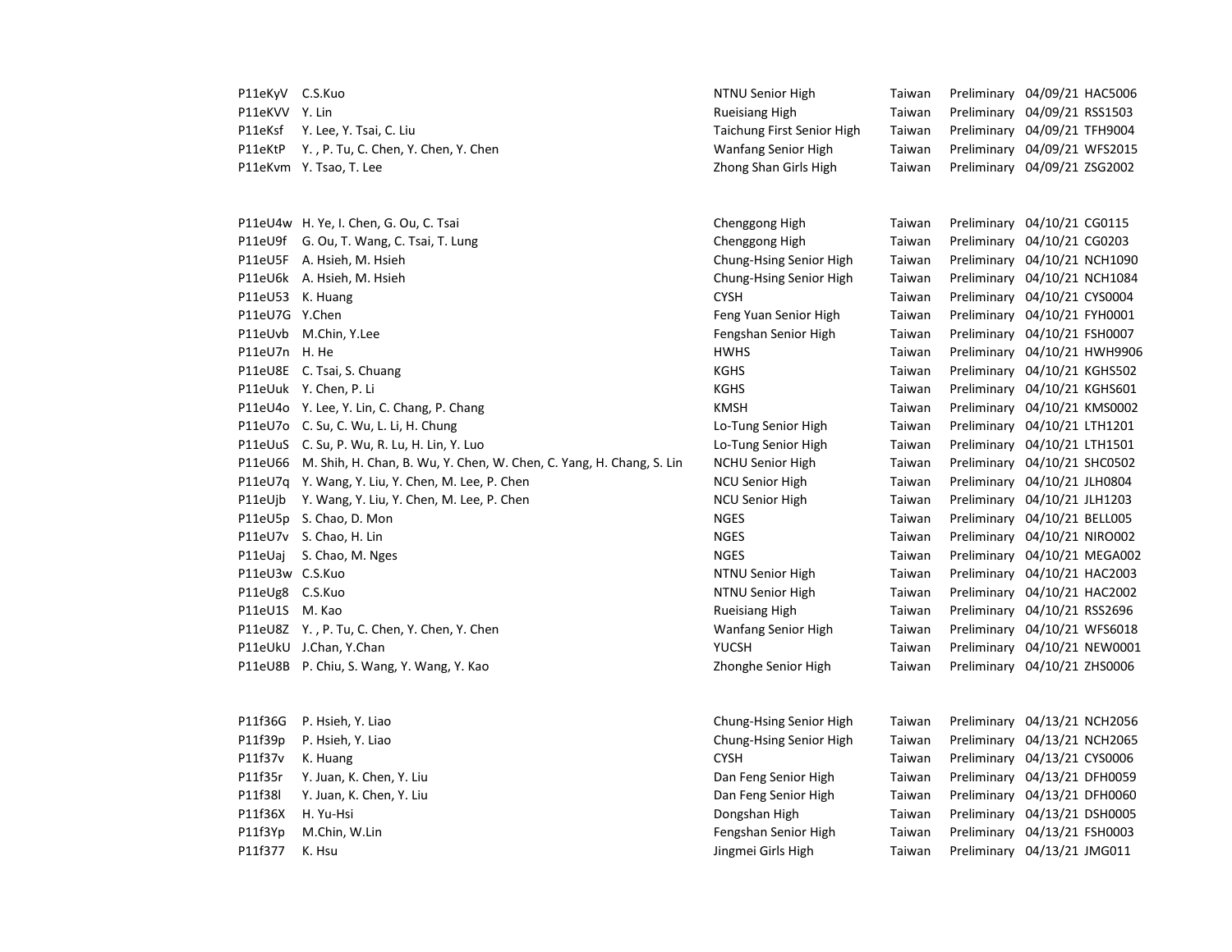| | | | | | | |
|---|---|---|---|---|---|---|
| P11eKyV | C.S.Kuo | NTNU Senior High | Taiwan | Preliminary | 04/09/21 | HAC5006 |
| P11eKVV | Y. Lin | Rueisiang High | Taiwan | Preliminary | 04/09/21 | RSS1503 |
| P11eKsf | Y. Lee, Y. Tsai, C. Liu | Taichung First Senior High | Taiwan | Preliminary | 04/09/21 | TFH9004 |
| P11eKtP | Y. , P. Tu, C. Chen, Y. Chen, Y. Chen | Wanfang Senior High | Taiwan | Preliminary | 04/09/21 | WFS2015 |
| P11eKvm | Y. Tsao, T. Lee | Zhong Shan Girls High | Taiwan | Preliminary | 04/09/21 | ZSG2002 |
| | | | | | | |
| P11eU4w | H. Ye, I. Chen, G. Ou, C. Tsai | Chenggong High | Taiwan | Preliminary | 04/10/21 | CG0115 |
| P11eU9f | G. Ou, T. Wang, C. Tsai, T. Lung | Chenggong High | Taiwan | Preliminary | 04/10/21 | CG0203 |
| P11eU5F | A. Hsieh, M. Hsieh | Chung-Hsing Senior High | Taiwan | Preliminary | 04/10/21 | NCH1090 |
| P11eU6k | A. Hsieh, M. Hsieh | Chung-Hsing Senior High | Taiwan | Preliminary | 04/10/21 | NCH1084 |
| P11eU53 | K. Huang | CYSH | Taiwan | Preliminary | 04/10/21 | CYS0004 |
| P11eU7G | Y.Chen | Feng Yuan Senior High | Taiwan | Preliminary | 04/10/21 | FYH0001 |
| P11eUvb | M.Chin, Y.Lee | Fengshan Senior High | Taiwan | Preliminary | 04/10/21 | FSH0007 |
| P11eU7n | H. He | HWHS | Taiwan | Preliminary | 04/10/21 | HWH9906 |
| P11eU8E | C. Tsai, S. Chuang | KGHS | Taiwan | Preliminary | 04/10/21 | KGHS502 |
| P11eUuk | Y. Chen, P. Li | KGHS | Taiwan | Preliminary | 04/10/21 | KGHS601 |
| P11eU4o | Y. Lee, Y. Lin, C. Chang, P. Chang | KMSH | Taiwan | Preliminary | 04/10/21 | KMS0002 |
| P11eU7o | C. Su, C. Wu, L. Li, H. Chung | Lo-Tung Senior High | Taiwan | Preliminary | 04/10/21 | LTH1201 |
| P11eUuS | C. Su, P. Wu, R. Lu, H. Lin, Y. Luo | Lo-Tung Senior High | Taiwan | Preliminary | 04/10/21 | LTH1501 |
| P11eU66 | M. Shih, H. Chan, B. Wu, Y. Chen, W. Chen, C. Yang, H. Chang, S. Lin | NCHU Senior High | Taiwan | Preliminary | 04/10/21 | SHC0502 |
| P11eU7q | Y. Wang, Y. Liu, Y. Chen, M. Lee, P. Chen | NCU Senior High | Taiwan | Preliminary | 04/10/21 | JLH0804 |
| P11eUjb | Y. Wang, Y. Liu, Y. Chen, M. Lee, P. Chen | NCU Senior High | Taiwan | Preliminary | 04/10/21 | JLH1203 |
| P11eU5p | S. Chao, D. Mon | NGES | Taiwan | Preliminary | 04/10/21 | BELL005 |
| P11eU7v | S. Chao, H. Lin | NGES | Taiwan | Preliminary | 04/10/21 | NIRO002 |
| P11eUaj | S. Chao, M. Nges | NGES | Taiwan | Preliminary | 04/10/21 | MEGA002 |
| P11eU3w | C.S.Kuo | NTNU Senior High | Taiwan | Preliminary | 04/10/21 | HAC2003 |
| P11eUg8 | C.S.Kuo | NTNU Senior High | Taiwan | Preliminary | 04/10/21 | HAC2002 |
| P11eU1S | M. Kao | Rueisiang High | Taiwan | Preliminary | 04/10/21 | RSS2696 |
| P11eU8Z | Y. , P. Tu, C. Chen, Y. Chen, Y. Chen | Wanfang Senior High | Taiwan | Preliminary | 04/10/21 | WFS6018 |
| P11eUkU | J.Chan, Y.Chan | YUCSH | Taiwan | Preliminary | 04/10/21 | NEW0001 |
| P11eU8B | P. Chiu, S. Wang, Y. Wang, Y. Kao | Zhonghe Senior High | Taiwan | Preliminary | 04/10/21 | ZHS0006 |
| | | | | | | |
| P11f36G | P. Hsieh, Y. Liao | Chung-Hsing Senior High | Taiwan | Preliminary | 04/13/21 | NCH2056 |
| P11f39p | P. Hsieh, Y. Liao | Chung-Hsing Senior High | Taiwan | Preliminary | 04/13/21 | NCH2065 |
| P11f37v | K. Huang | CYSH | Taiwan | Preliminary | 04/13/21 | CYS0006 |
| P11f35r | Y. Juan, K. Chen, Y. Liu | Dan Feng Senior High | Taiwan | Preliminary | 04/13/21 | DFH0059 |
| P11f38l | Y. Juan, K. Chen, Y. Liu | Dan Feng Senior High | Taiwan | Preliminary | 04/13/21 | DFH0060 |
| P11f36X | H. Yu-Hsi | Dongshan High | Taiwan | Preliminary | 04/13/21 | DSH0005 |
| P11f3Yp | M.Chin, W.Lin | Fengshan Senior High | Taiwan | Preliminary | 04/13/21 | FSH0003 |
| P11f377 | K. Hsu | Jingmei Girls High | Taiwan | Preliminary | 04/13/21 | JMG011 |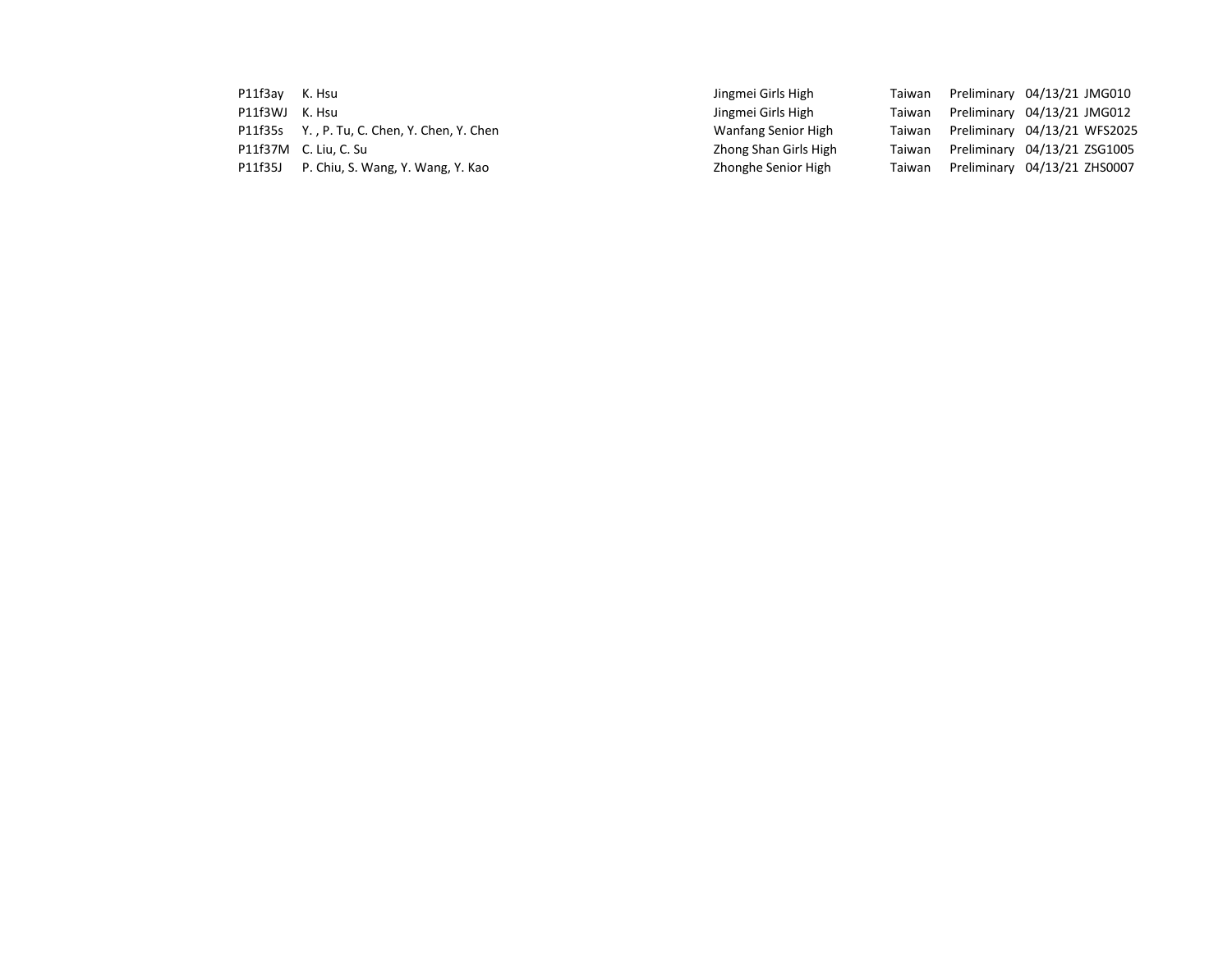| | | | | | | |
|---|---|---|---|---|---|---|
| P11f3ay | K. Hsu | Jingmei Girls High | Taiwan | Preliminary | 04/13/21 | JMG010 |
| P11f3WJ | K. Hsu | Jingmei Girls High | Taiwan | Preliminary | 04/13/21 | JMG012 |
| P11f35s | Y. , P. Tu, C. Chen, Y. Chen, Y. Chen | Wanfang Senior High | Taiwan | Preliminary | 04/13/21 | WFS2025 |
| P11f37M | C. Liu, C. Su | Zhong Shan Girls High | Taiwan | Preliminary | 04/13/21 | ZSG1005 |
| P11f35J | P. Chiu, S. Wang, Y. Wang, Y. Kao | Zhonghe Senior High | Taiwan | Preliminary | 04/13/21 | ZHS0007 |